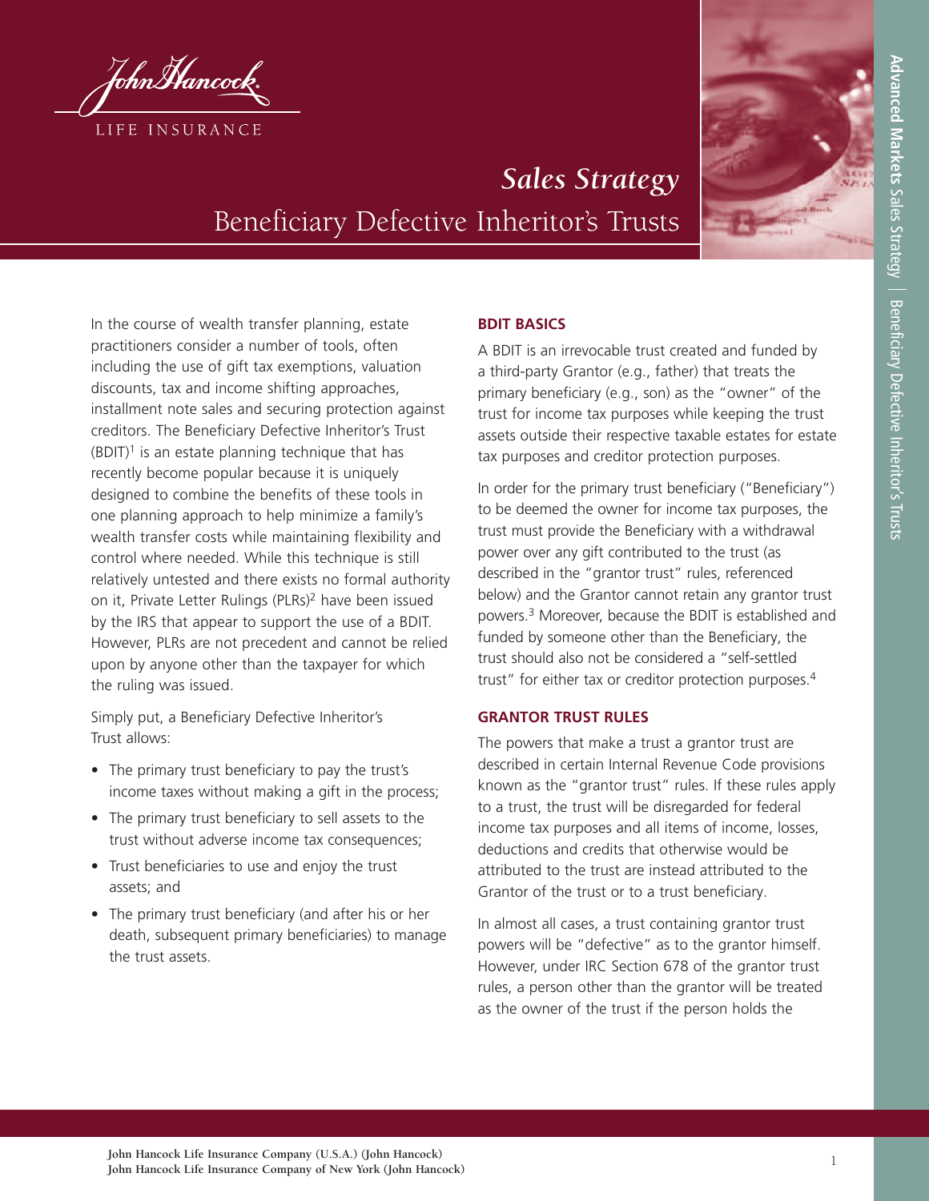# Sales Strategy

## Beneficiary Defective Inheritor's Trusts

In the course of wealth transfer planning, estate practitioners consider a number of tools, often including the use of gift tax exemptions, valuation discounts, tax and income shifting approaches, installment note sales and securing protection against creditors. The Beneficiary Defective Inheritor's Trust (BDIT)[1] is an estate planning technique that has recently become popular because it is uniquely designed to combine the benefits of these tools in one planning approach to help minimize a family's wealth transfer costs while maintaining flexibility and control where needed. While this technique is still relatively untested and there exists no formal authority on it, Private Letter Rulings (PLRs)[2] have been issued by the IRS that appear to support the use of a BDIT. However, PLRs are not precedent and cannot be relied upon by anyone other than the taxpayer for which the ruling was issued.

Simply put, a Beneficiary Defective Inheritor's Trust allows:

- The primary trust beneficiary to pay the trust's income taxes without making a gift in the process;
- The primary trust beneficiary to sell assets to the trust without adverse income tax consequences;
- Trust beneficiaries to use and enjoy the trust assets; and
- The primary trust beneficiary (and after his or her death, subsequent primary beneficiaries) to manage the trust assets.

### BDIT BASICS

A BDIT is an irrevocable trust created and funded by a third-party Grantor (e.g., father) that treats the primary beneficiary (e.g., son) as the "owner" of the trust for income tax purposes while keeping the trust assets outside their respective taxable estates for estate tax purposes and creditor protection purposes.

In order for the primary trust beneficiary ("Beneficiary") to be deemed the owner for income tax purposes, the trust must provide the Beneficiary with a withdrawal power over any gift contributed to the trust (as described in the "grantor trust" rules, referenced below) and the Grantor cannot retain any grantor trust powers.[3] Moreover, because the BDIT is established and funded by someone other than the Beneficiary, the trust should also not be considered a "self-settled trust" for either tax or creditor protection purposes.[4]

### GRANTOR TRUST RULES

The powers that make a trust a grantor trust are described in certain Internal Revenue Code provisions known as the "grantor trust" rules. If these rules apply to a trust, the trust will be disregarded for federal income tax purposes and all items of income, losses, deductions and credits that otherwise would be attributed to the trust are instead attributed to the Grantor of the trust or to a trust beneficiary.

In almost all cases, a trust containing grantor trust powers will be "defective" as to the grantor himself. However, under IRC Section 678 of the grantor trust rules, a person other than the grantor will be treated as the owner of the trust if the person holds the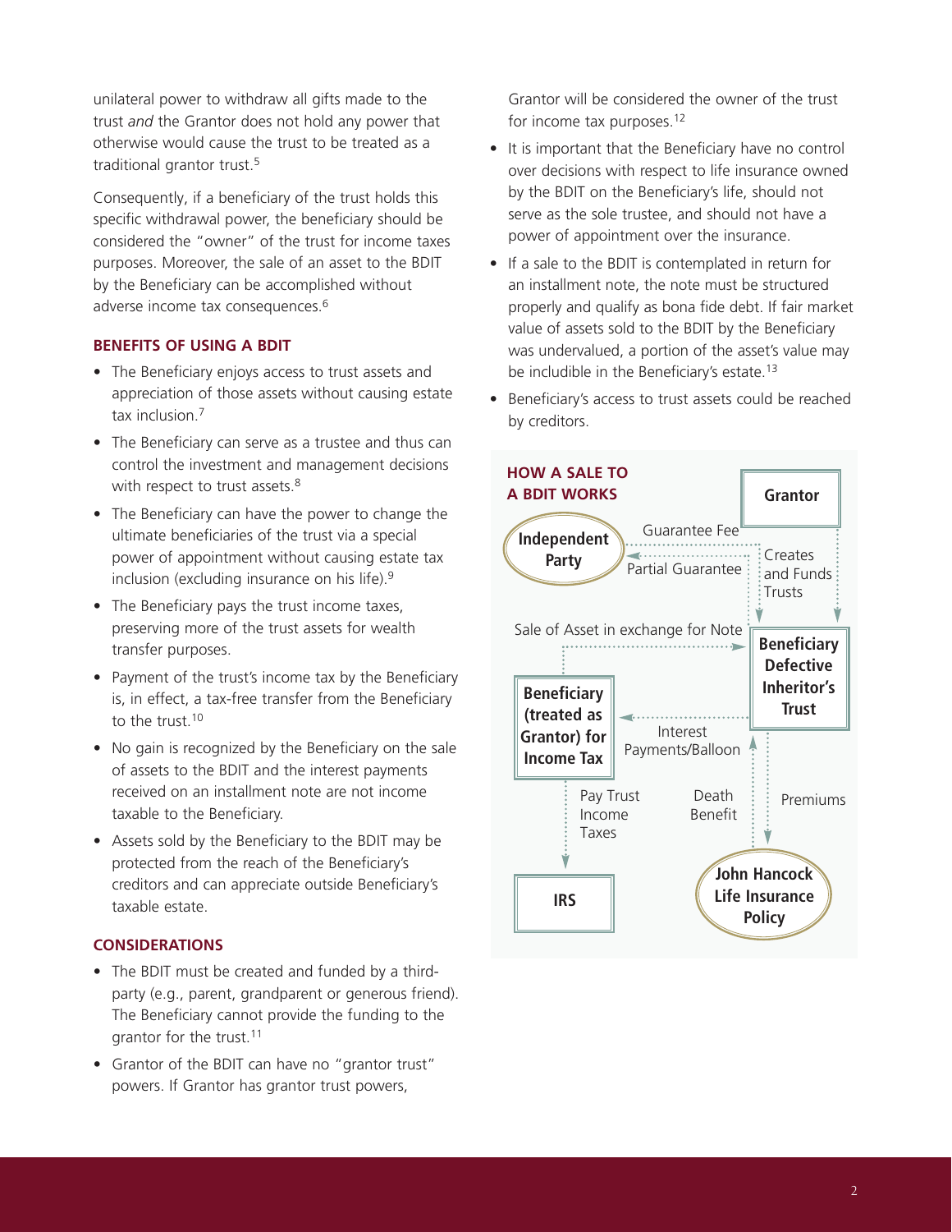unilateral power to withdraw all gifts made to the trust *and* the Grantor does not hold any power that otherwise would cause the trust to be treated as a traditional grantor trust.[5]

Consequently, if a beneficiary of the trust holds this specific withdrawal power, the beneficiary should be considered the "owner" of the trust for income taxes purposes. Moreover, the sale of an asset to the BDIT by the Beneficiary can be accomplished without adverse income tax consequences.[6]

### BENEFITS OF USING A BDIT

- The Beneficiary enjoys access to trust assets and appreciation of those assets without causing estate tax inclusion.[7]
- The Beneficiary can serve as a trustee and thus can control the investment and management decisions with respect to trust assets.[8]
- The Beneficiary can have the power to change the ultimate beneficiaries of the trust via a special power of appointment without causing estate tax inclusion (excluding insurance on his life).[9]
- The Beneficiary pays the trust income taxes, preserving more of the trust assets for wealth transfer purposes.
- Payment of the trust's income tax by the Beneficiary is, in effect, a tax-free transfer from the Beneficiary to the trust.[10]
- No gain is recognized by the Beneficiary on the sale of assets to the BDIT and the interest payments received on an installment note are not income taxable to the Beneficiary.
- Assets sold by the Beneficiary to the BDIT may be protected from the reach of the Beneficiary's creditors and can appreciate outside Beneficiary's taxable estate.

### CONSIDERATIONS

- The BDIT must be created and funded by a third-party (e.g., parent, grandparent or generous friend). The Beneficiary cannot provide the funding to the grantor for the trust.[11]
- Grantor of the BDIT can have no "grantor trust" powers. If Grantor has grantor trust powers, Grantor will be considered the owner of the trust for income tax purposes.[12]
- It is important that the Beneficiary have no control over decisions with respect to life insurance owned by the BDIT on the Beneficiary's life, should not serve as the sole trustee, and should not have a power of appointment over the insurance.
- If a sale to the BDIT is contemplated in return for an installment note, the note must be structured properly and qualify as bona fide debt. If fair market value of assets sold to the BDIT by the Beneficiary was undervalued, a portion of the asset's value may be includible in the Beneficiary's estate.[13]
- Beneficiary's access to trust assets could be reached by creditors.

### HOW A SALE TO A BDIT WORKS

- Grantor → Beneficiary Defective Inheritor's Trust: Creates and Funds Trusts
- Beneficiary Defective Inheritor's Trust → Independent Party: Guarantee Fee
- Independent Party → Beneficiary Defective Inheritor's Trust: Partial Guarantee
- Beneficiary (treated as Grantor) for Income Tax → Beneficiary Defective Inheritor's Trust: Sale of Asset in exchange for Note
- Beneficiary Defective Inheritor's Trust → Beneficiary (treated as Grantor) for Income Tax: Interest Payments/Balloon
- Beneficiary (treated as Grantor) for Income Tax → IRS: Pay Trust Income Taxes
- Beneficiary Defective Inheritor's Trust → John Hancock Life Insurance Policy: Premiums
- John Hancock Life Insurance Policy → Beneficiary Defective Inheritor's Trust: Death Benefit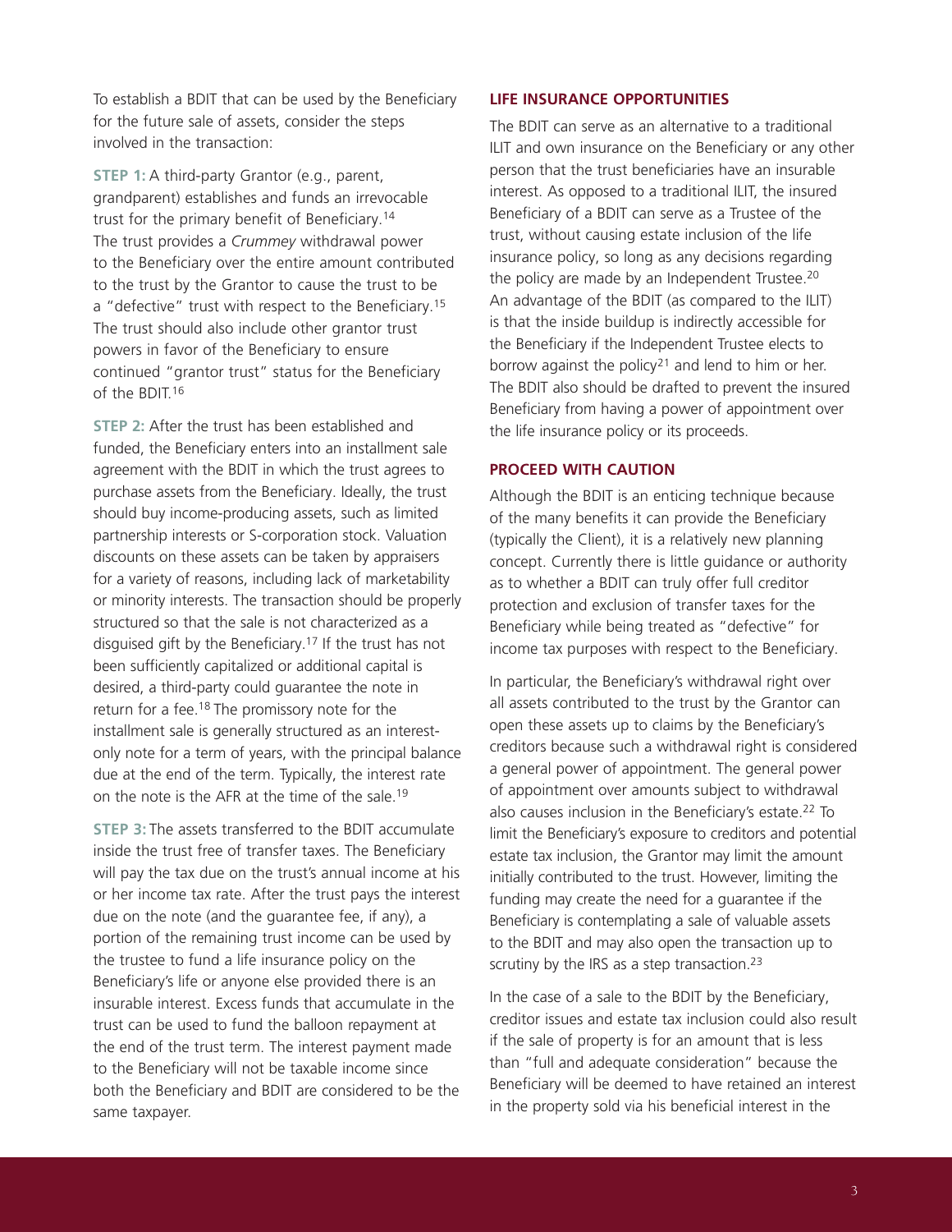To establish a BDIT that can be used by the Beneficiary for the future sale of assets, consider the steps involved in the transaction:

**STEP 1:** A third-party Grantor (e.g., parent, grandparent) establishes and funds an irrevocable trust for the primary benefit of Beneficiary.[14] The trust provides a *Crummey* withdrawal power to the Beneficiary over the entire amount contributed to the trust by the Grantor to cause the trust to be a "defective" trust with respect to the Beneficiary.[15] The trust should also include other grantor trust powers in favor of the Beneficiary to ensure continued "grantor trust" status for the Beneficiary of the BDIT.[16]

**STEP 2:** After the trust has been established and funded, the Beneficiary enters into an installment sale agreement with the BDIT in which the trust agrees to purchase assets from the Beneficiary. Ideally, the trust should buy income-producing assets, such as limited partnership interests or S-corporation stock. Valuation discounts on these assets can be taken by appraisers for a variety of reasons, including lack of marketability or minority interests. The transaction should be properly structured so that the sale is not characterized as a disguised gift by the Beneficiary.[17] If the trust has not been sufficiently capitalized or additional capital is desired, a third-party could guarantee the note in return for a fee.[18] The promissory note for the installment sale is generally structured as an interest-only note for a term of years, with the principal balance due at the end of the term. Typically, the interest rate on the note is the AFR at the time of the sale.[19]

**STEP 3:** The assets transferred to the BDIT accumulate inside the trust free of transfer taxes. The Beneficiary will pay the tax due on the trust's annual income at his or her income tax rate. After the trust pays the interest due on the note (and the guarantee fee, if any), a portion of the remaining trust income can be used by the trustee to fund a life insurance policy on the Beneficiary's life or anyone else provided there is an insurable interest. Excess funds that accumulate in the trust can be used to fund the balloon repayment at the end of the trust term. The interest payment made to the Beneficiary will not be taxable income since both the Beneficiary and BDIT are considered to be the same taxpayer.

## LIFE INSURANCE OPPORTUNITIES

The BDIT can serve as an alternative to a traditional ILIT and own insurance on the Beneficiary or any other person that the trust beneficiaries have an insurable interest. As opposed to a traditional ILIT, the insured Beneficiary of a BDIT can serve as a Trustee of the trust, without causing estate inclusion of the life insurance policy, so long as any decisions regarding the policy are made by an Independent Trustee.[20] An advantage of the BDIT (as compared to the ILIT) is that the inside buildup is indirectly accessible for the Beneficiary if the Independent Trustee elects to borrow against the policy[21] and lend to him or her. The BDIT also should be drafted to prevent the insured Beneficiary from having a power of appointment over the life insurance policy or its proceeds.

## PROCEED WITH CAUTION

Although the BDIT is an enticing technique because of the many benefits it can provide the Beneficiary (typically the Client), it is a relatively new planning concept. Currently there is little guidance or authority as to whether a BDIT can truly offer full creditor protection and exclusion of transfer taxes for the Beneficiary while being treated as "defective" for income tax purposes with respect to the Beneficiary.

In particular, the Beneficiary's withdrawal right over all assets contributed to the trust by the Grantor can open these assets up to claims by the Beneficiary's creditors because such a withdrawal right is considered a general power of appointment. The general power of appointment over amounts subject to withdrawal also causes inclusion in the Beneficiary's estate.[22] To limit the Beneficiary's exposure to creditors and potential estate tax inclusion, the Grantor may limit the amount initially contributed to the trust. However, limiting the funding may create the need for a guarantee if the Beneficiary is contemplating a sale of valuable assets to the BDIT and may also open the transaction up to scrutiny by the IRS as a step transaction.[23]

In the case of a sale to the BDIT by the Beneficiary, creditor issues and estate tax inclusion could also result if the sale of property is for an amount that is less than "full and adequate consideration" because the Beneficiary will be deemed to have retained an interest in the property sold via his beneficial interest in the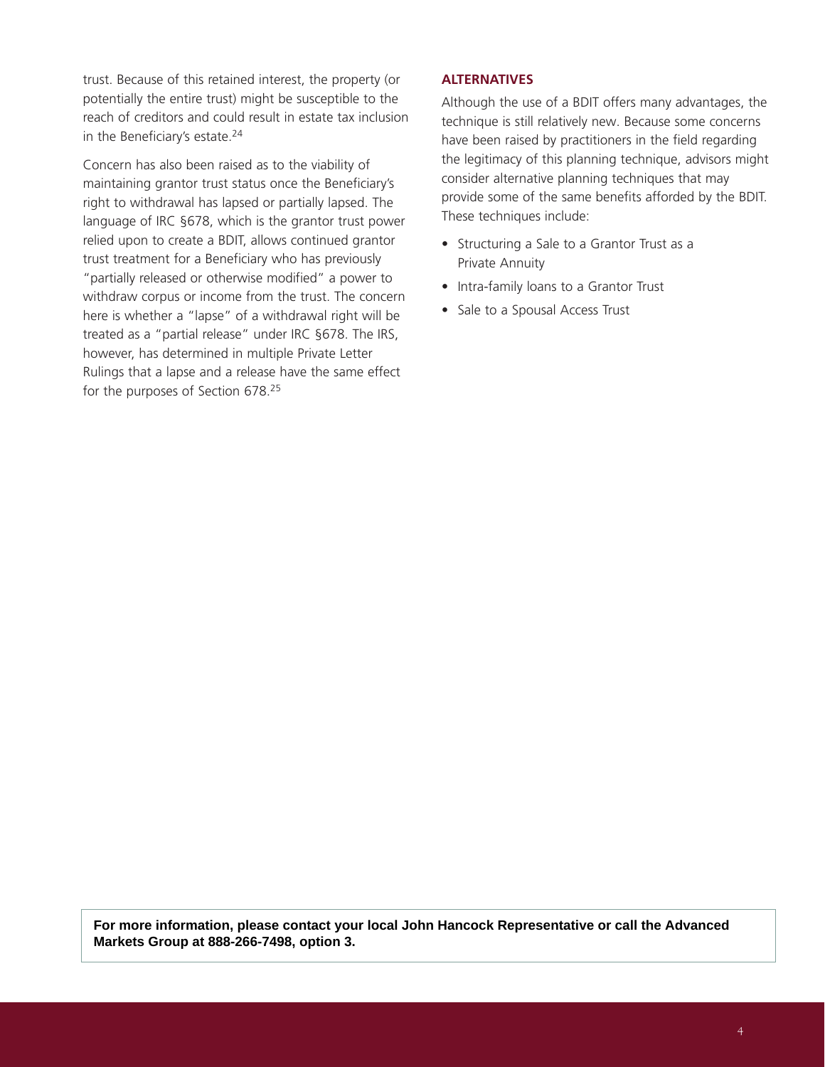trust. Because of this retained interest, the property (or potentially the entire trust) might be susceptible to the reach of creditors and could result in estate tax inclusion in the Beneficiary's estate.[24]

Concern has also been raised as to the viability of maintaining grantor trust status once the Beneficiary's right to withdrawal has lapsed or partially lapsed. The language of IRC §678, which is the grantor trust power relied upon to create a BDIT, allows continued grantor trust treatment for a Beneficiary who has previously "partially released or otherwise modified" a power to withdraw corpus or income from the trust. The concern here is whether a "lapse" of a withdrawal right will be treated as a "partial release" under IRC §678. The IRS, however, has determined in multiple Private Letter Rulings that a lapse and a release have the same effect for the purposes of Section 678.[25]

## ALTERNATIVES

Although the use of a BDIT offers many advantages, the technique is still relatively new. Because some concerns have been raised by practitioners in the field regarding the legitimacy of this planning technique, advisors might consider alternative planning techniques that may provide some of the same benefits afforded by the BDIT. These techniques include:

- Structuring a Sale to a Grantor Trust as a Private Annuity
- Intra-family loans to a Grantor Trust
- Sale to a Spousal Access Trust

**For more information, please contact your local John Hancock Representative or call the Advanced Markets Group at 888-266-7498, option 3.**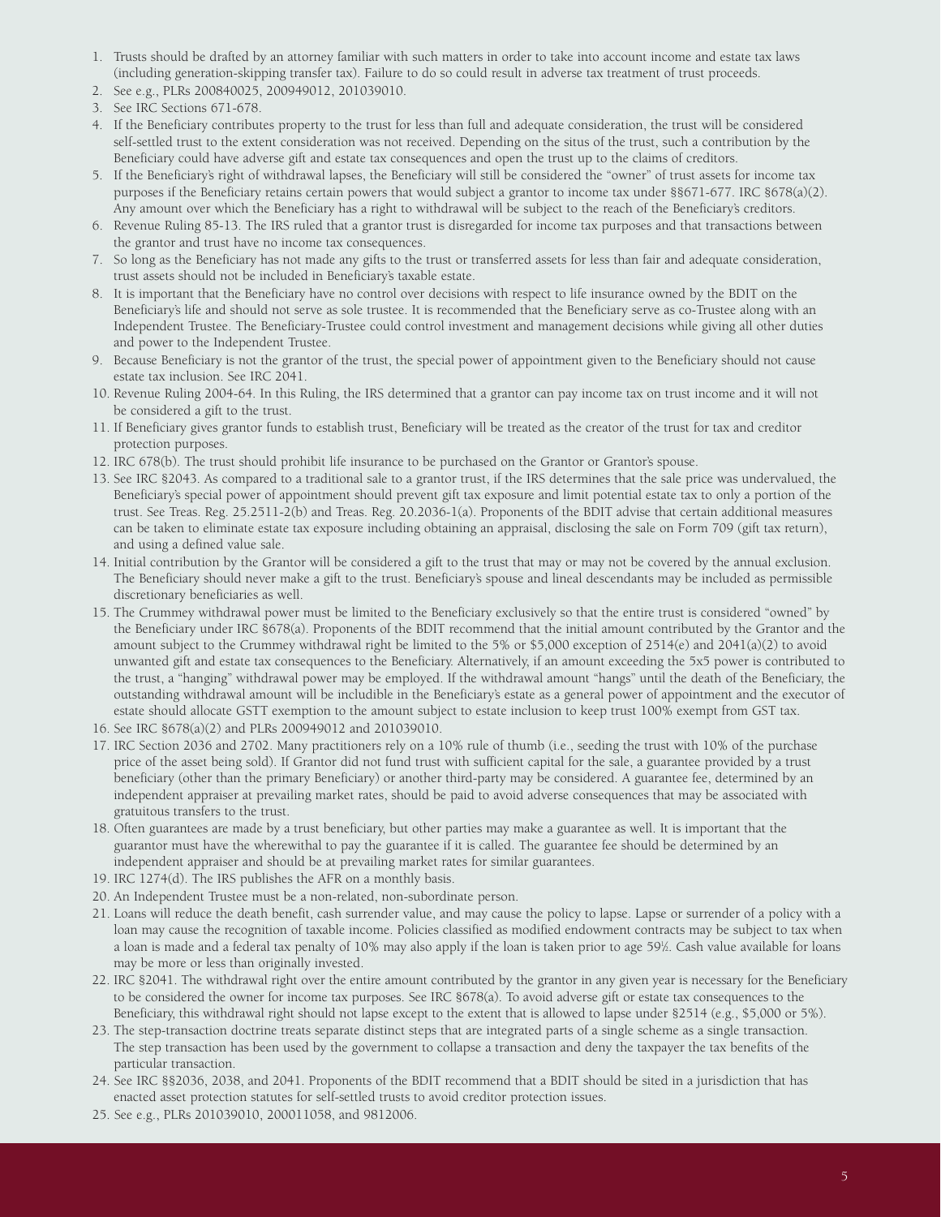1. Trusts should be drafted by an attorney familiar with such matters in order to take into account income and estate tax laws (including generation-skipping transfer tax). Failure to do so could result in adverse tax treatment of trust proceeds.
2. See e.g., PLRs 200840025, 200949012, 201039010.
3. See IRC Sections 671-678.
4. If the Beneficiary contributes property to the trust for less than full and adequate consideration, the trust will be considered self-settled trust to the extent consideration was not received. Depending on the situs of the trust, such a contribution by the Beneficiary could have adverse gift and estate tax consequences and open the trust up to the claims of creditors.
5. If the Beneficiary's right of withdrawal lapses, the Beneficiary will still be considered the "owner" of trust assets for income tax purposes if the Beneficiary retains certain powers that would subject a grantor to income tax under §§671-677. IRC §678(a)(2). Any amount over which the Beneficiary has a right to withdrawal will be subject to the reach of the Beneficiary's creditors.
6. Revenue Ruling 85-13. The IRS ruled that a grantor trust is disregarded for income tax purposes and that transactions between the grantor and trust have no income tax consequences.
7. So long as the Beneficiary has not made any gifts to the trust or transferred assets for less than fair and adequate consideration, trust assets should not be included in Beneficiary's taxable estate.
8. It is important that the Beneficiary have no control over decisions with respect to life insurance owned by the BDIT on the Beneficiary's life and should not serve as sole trustee. It is recommended that the Beneficiary serve as co-Trustee along with an Independent Trustee. The Beneficiary-Trustee could control investment and management decisions while giving all other duties and power to the Independent Trustee.
9. Because Beneficiary is not the grantor of the trust, the special power of appointment given to the Beneficiary should not cause estate tax inclusion. See IRC 2041.
10. Revenue Ruling 2004-64. In this Ruling, the IRS determined that a grantor can pay income tax on trust income and it will not be considered a gift to the trust.
11. If Beneficiary gives grantor funds to establish trust, Beneficiary will be treated as the creator of the trust for tax and creditor protection purposes.
12. IRC 678(b). The trust should prohibit life insurance to be purchased on the Grantor or Grantor's spouse.
13. See IRC §2043. As compared to a traditional sale to a grantor trust, if the IRS determines that the sale price was undervalued, the Beneficiary's special power of appointment should prevent gift tax exposure and limit potential estate tax to only a portion of the trust. See Treas. Reg. 25.2511-2(b) and Treas. Reg. 20.2036-1(a). Proponents of the BDIT advise that certain additional measures can be taken to eliminate estate tax exposure including obtaining an appraisal, disclosing the sale on Form 709 (gift tax return), and using a defined value sale.
14. Initial contribution by the Grantor will be considered a gift to the trust that may or may not be covered by the annual exclusion. The Beneficiary should never make a gift to the trust. Beneficiary's spouse and lineal descendants may be included as permissible discretionary beneficiaries as well.
15. The Crummey withdrawal power must be limited to the Beneficiary exclusively so that the entire trust is considered "owned" by the Beneficiary under IRC §678(a). Proponents of the BDIT recommend that the initial amount contributed by the Grantor and the amount subject to the Crummey withdrawal right be limited to the 5% or $5,000 exception of 2514(e) and 2041(a)(2) to avoid unwanted gift and estate tax consequences to the Beneficiary. Alternatively, if an amount exceeding the 5x5 power is contributed to the trust, a "hanging" withdrawal power may be employed. If the withdrawal amount "hangs" until the death of the Beneficiary, the outstanding withdrawal amount will be includible in the Beneficiary's estate as a general power of appointment and the executor of estate should allocate GSTT exemption to the amount subject to estate inclusion to keep trust 100% exempt from GST tax.
16. See IRC §678(a)(2) and PLRs 200949012 and 201039010.
17. IRC Section 2036 and 2702. Many practitioners rely on a 10% rule of thumb (i.e., seeding the trust with 10% of the purchase price of the asset being sold). If Grantor did not fund trust with sufficient capital for the sale, a guarantee provided by a trust beneficiary (other than the primary Beneficiary) or another third-party may be considered. A guarantee fee, determined by an independent appraiser at prevailing market rates, should be paid to avoid adverse consequences that may be associated with gratuitous transfers to the trust.
18. Often guarantees are made by a trust beneficiary, but other parties may make a guarantee as well. It is important that the guarantor must have the wherewithal to pay the guarantee if it is called. The guarantee fee should be determined by an independent appraiser and should be at prevailing market rates for similar guarantees.
19. IRC 1274(d). The IRS publishes the AFR on a monthly basis.
20. An Independent Trustee must be a non-related, non-subordinate person.
21. Loans will reduce the death benefit, cash surrender value, and may cause the policy to lapse. Lapse or surrender of a policy with a loan may cause the recognition of taxable income. Policies classified as modified endowment contracts may be subject to tax when a loan is made and a federal tax penalty of 10% may also apply if the loan is taken prior to age 59½. Cash value available for loans may be more or less than originally invested.
22. IRC §2041. The withdrawal right over the entire amount contributed by the grantor in any given year is necessary for the Beneficiary to be considered the owner for income tax purposes. See IRC §678(a). To avoid adverse gift or estate tax consequences to the Beneficiary, this withdrawal right should not lapse except to the extent that is allowed to lapse under §2514 (e.g., $5,000 or 5%).
23. The step-transaction doctrine treats separate distinct steps that are integrated parts of a single scheme as a single transaction. The step transaction has been used by the government to collapse a transaction and deny the taxpayer the tax benefits of the particular transaction.
24. See IRC §§2036, 2038, and 2041. Proponents of the BDIT recommend that a BDIT should be sited in a jurisdiction that has enacted asset protection statutes for self-settled trusts to avoid creditor protection issues.
25. See e.g., PLRs 201039010, 200011058, and 9812006.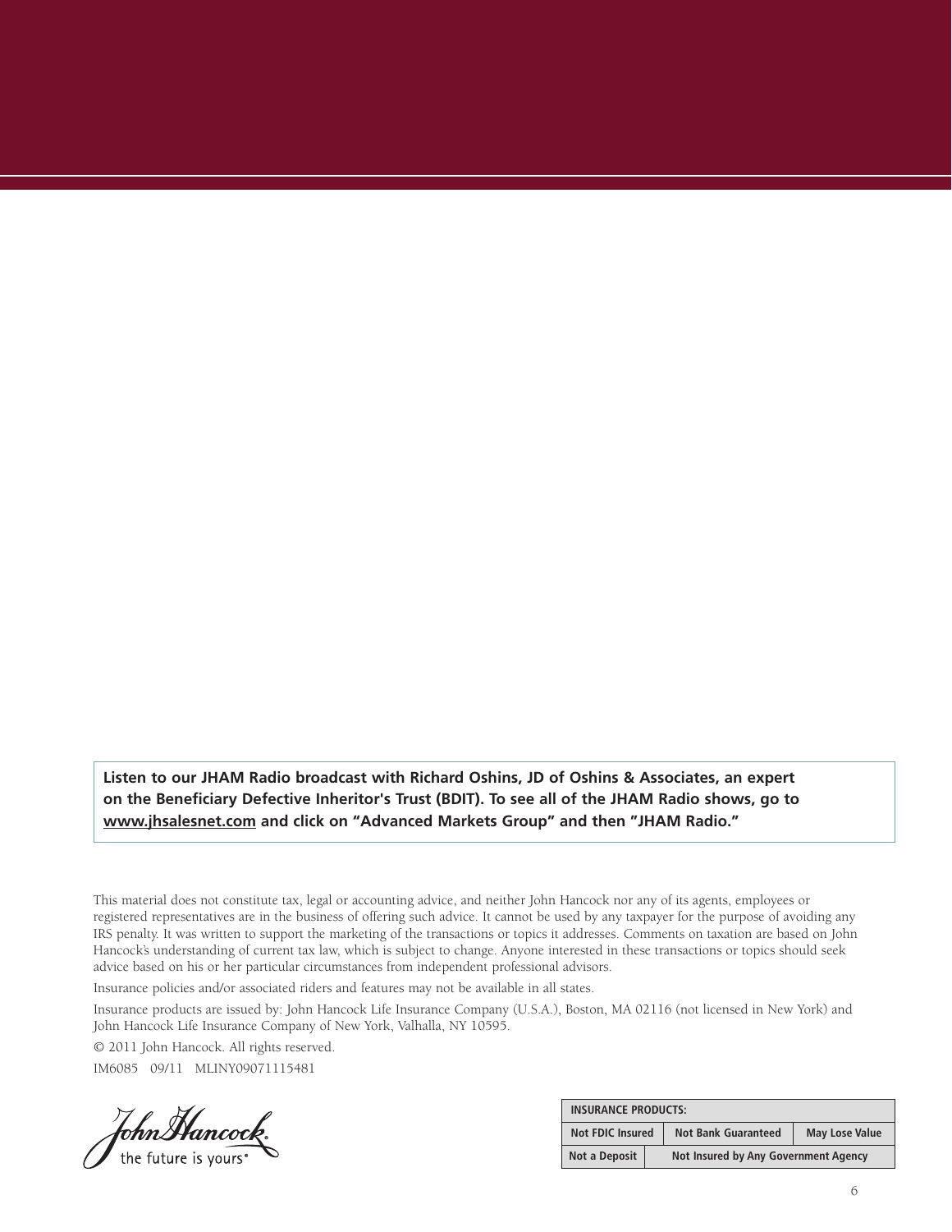**Listen to our JHAM Radio broadcast with Richard Oshins, JD of Oshins & Associates, an expert on the Beneficiary Defective Inheritor's Trust (BDIT). To see all of the JHAM Radio shows, go to [www.jhsalesnet.com](www.jhsalesnet.com) and click on "Advanced Markets Group" and then "JHAM Radio."**

This material does not constitute tax, legal or accounting advice, and neither John Hancock nor any of its agents, employees or registered representatives are in the business of offering such advice. It cannot be used by any taxpayer for the purpose of avoiding any IRS penalty. It was written to support the marketing of the transactions or topics it addresses. Comments on taxation are based on John Hancock's understanding of current tax law, which is subject to change. Anyone interested in these transactions or topics should seek advice based on his or her particular circumstances from independent professional advisors.

Insurance policies and/or associated riders and features may not be available in all states.

Insurance products are issued by: John Hancock Life Insurance Company (U.S.A.), Boston, MA 02116 (not licensed in New York) and John Hancock Life Insurance Company of New York, Valhalla, NY 10595.

© 2011 John Hancock. All rights reserved.

IM6085 09/11 MLINY09071115481

John Hancock
the future is yours®

| INSURANCE PRODUCTS: | | |
|---|---|---|
| Not FDIC Insured | Not Bank Guaranteed | May Lose Value |
| Not a Deposit | Not Insured by Any Government Agency | |